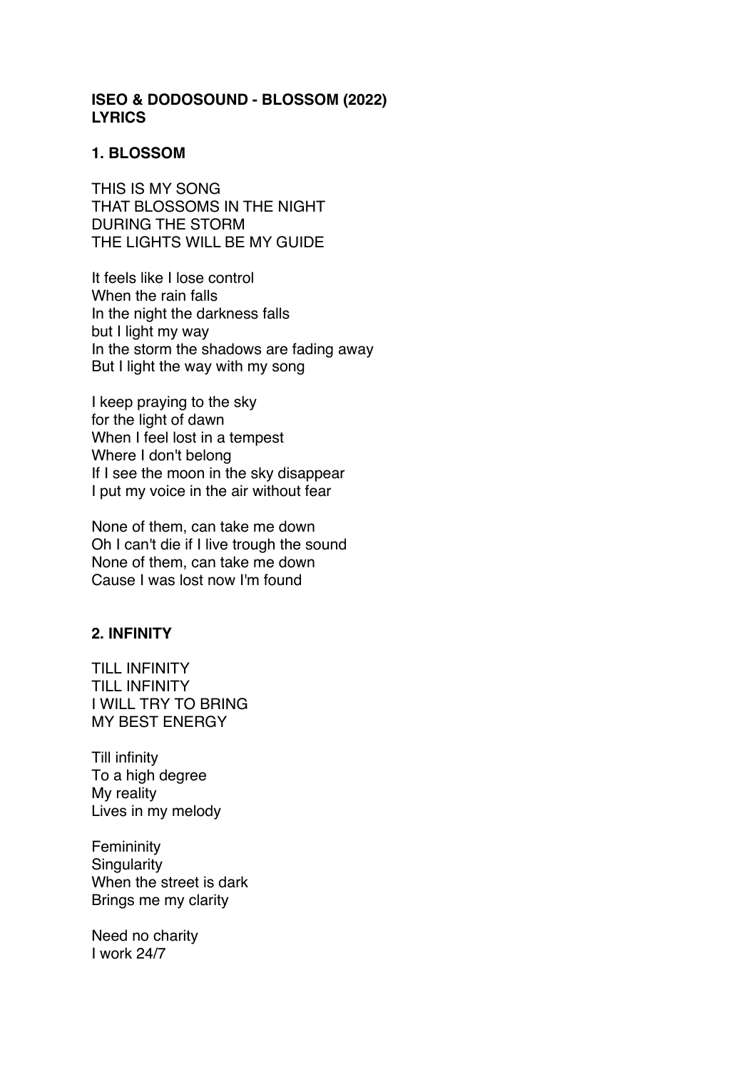**ISEO & DODOSOUND - BLOSSOM (2022)**
**LYRICS**

**1. BLOSSOM**

THIS IS MY SONG
THAT BLOSSOMS IN THE NIGHT
DURING THE STORM
THE LIGHTS WILL BE MY GUIDE

It feels like I lose control
When the rain falls
In the night the darkness falls
but I light my way
In the storm the shadows are fading away
But I light the way with my song

I keep praying to the sky
for the light of dawn
When I feel lost in a tempest
Where I don't belong
If I see the moon in the sky disappear
I put my voice in the air without fear

None of them, can take me down
Oh I can't die if I live trough the sound
None of them, can take me down
Cause I was lost now I'm found

**2. INFINITY**

TILL INFINITY
TILL INFINITY
I WILL TRY TO BRING
MY BEST ENERGY

Till infinity
To a high degree
My reality
Lives in my melody

Femininity
Singularity
When the street is dark
Brings me my clarity

Need no charity
I work 24/7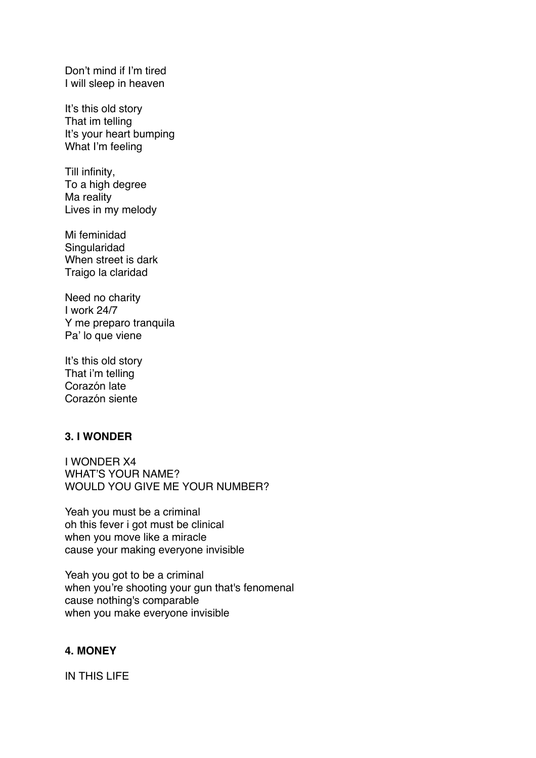Don't mind if I'm tired
I will sleep in heaven

It's this old story
That im telling
It's your heart bumping
What I'm feeling

Till infinity,
To a high degree
Ma reality
Lives in my melody

Mi feminidad
Singularidad
When street is dark
Traigo la claridad

Need no charity
I work 24/7
Y me preparo tranquila
Pa' lo que viene

It's this old story
That i'm telling
Corazón late
Corazón siente

**3. I WONDER**

I WONDER X4
WHAT'S YOUR NAME?
WOULD YOU GIVE ME YOUR NUMBER?

Yeah you must be a criminal
oh this fever i got must be clinical
when you move like a miracle
cause your making everyone invisible

Yeah you got to be a criminal
when you're shooting your gun that's fenomenal
cause nothing's comparable
when you make everyone invisible

**4. MONEY**

IN THIS LIFE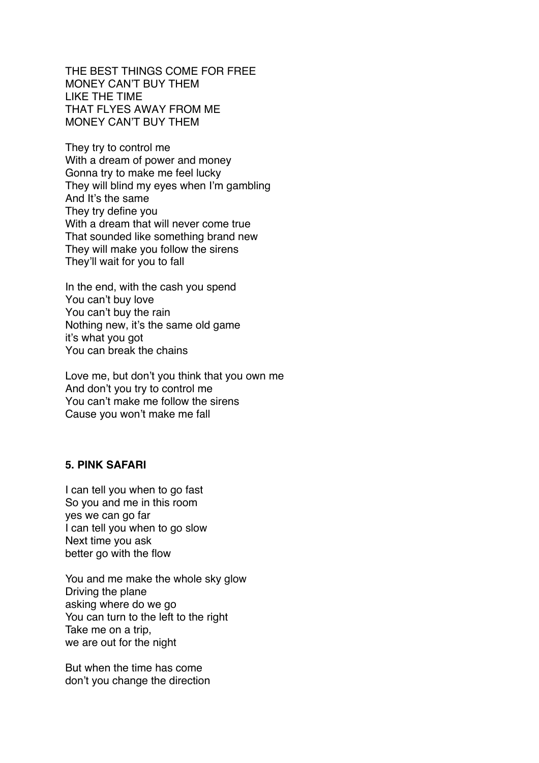THE BEST THINGS COME FOR FREE
MONEY CAN'T BUY THEM
LIKE THE TIME
THAT FLYES AWAY FROM ME
MONEY CAN'T BUY THEM

They try to control me
With a dream of power and money
Gonna try to make me feel lucky
They will blind my eyes when I'm gambling
And It's the same
They try define you
With a dream that will never come true
That sounded like something brand new
They will make you follow the sirens
They'll wait for you to fall

In the end, with the cash you spend
You can't buy love
You can't buy the rain
Nothing new, it's the same old game
it's what you got
You can break the chains

Love me, but don't you think that you own me
And don't you try to control me
You can't make me follow the sirens
Cause you won't make me fall

### 5. PINK SAFARI

I can tell you when to go fast
So you and me in this room
yes we can go far
I can tell you when to go slow
Next time you ask
better go with the flow

You and me make the whole sky glow
Driving the plane
asking where do we go
You can turn to the left to the right
Take me on a trip,
we are out for the night

But when the time has come
don't you change the direction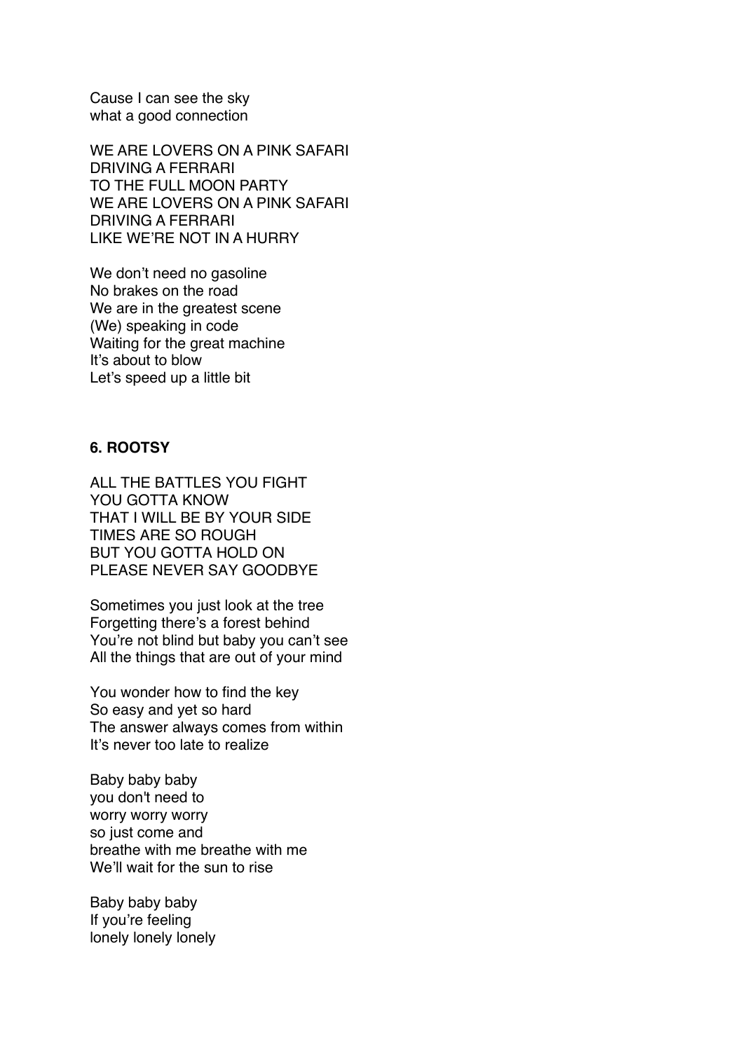Cause I can see the sky
what a good connection

WE ARE LOVERS ON A PINK SAFARI
DRIVING A FERRARI
TO THE FULL MOON PARTY
WE ARE LOVERS ON A PINK SAFARI
DRIVING A FERRARI
LIKE WE'RE NOT IN A HURRY

We don't need no gasoline
No brakes on the road
We are in the greatest scene
(We) speaking in code
Waiting for the great machine
It's about to blow
Let's speed up a little bit

**6. ROOTSY**

ALL THE BATTLES YOU FIGHT
YOU GOTTA KNOW
THAT I WILL BE BY YOUR SIDE
TIMES ARE SO ROUGH
BUT YOU GOTTA HOLD ON
PLEASE NEVER SAY GOODBYE

Sometimes you just look at the tree
Forgetting there's a forest behind
You're not blind but baby you can't see
All the things that are out of your mind

You wonder how to find the key
So easy and yet so hard
The answer always comes from within
It's never too late to realize

Baby baby baby
you don't need to
worry worry worry
so just come and
breathe with me breathe with me
We'll wait for the sun to rise

Baby baby baby
If you're feeling
lonely lonely lonely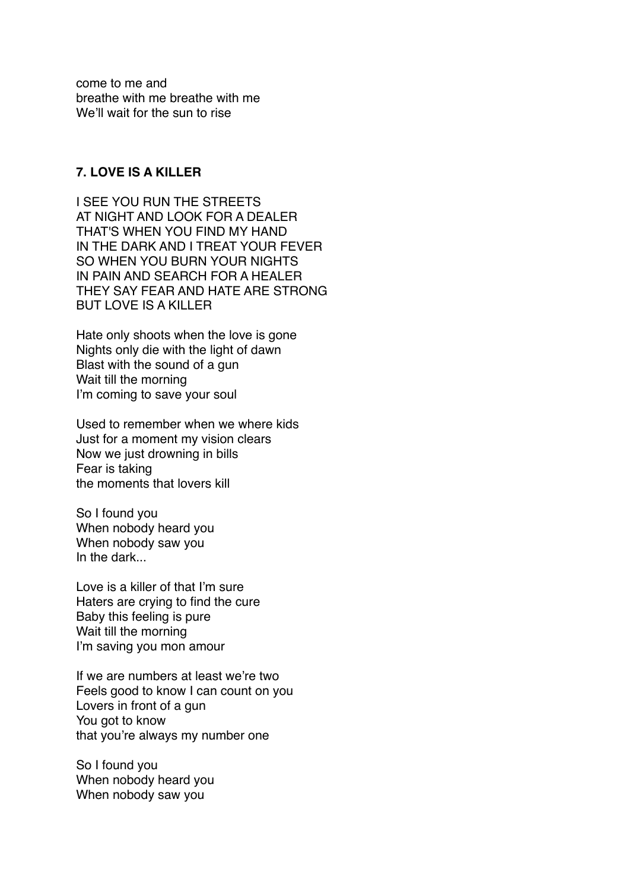come to me and
breathe with me breathe with me
We'll wait for the sun to rise

### 7. LOVE IS A KILLER

I SEE YOU RUN THE STREETS
AT NIGHT AND LOOK FOR A DEALER
THAT'S WHEN YOU FIND MY HAND
IN THE DARK AND I TREAT YOUR FEVER
SO WHEN YOU BURN YOUR NIGHTS
IN PAIN AND SEARCH FOR A HEALER
THEY SAY FEAR AND HATE ARE STRONG
BUT LOVE IS A KILLER

Hate only shoots when the love is gone
Nights only die with the light of dawn
Blast with the sound of a gun
Wait till the morning
I'm coming to save your soul

Used to remember when we where kids
Just for a moment my vision clears
Now we just drowning in bills
Fear is taking
the moments that lovers kill

So I found you
When nobody heard you
When nobody saw you
In the dark...

Love is a killer of that I'm sure
Haters are crying to find the cure
Baby this feeling is pure
Wait till the morning
I'm saving you mon amour

If we are numbers at least we're two
Feels good to know I can count on you
Lovers in front of a gun
You got to know
that you're always my number one

So I found you
When nobody heard you
When nobody saw you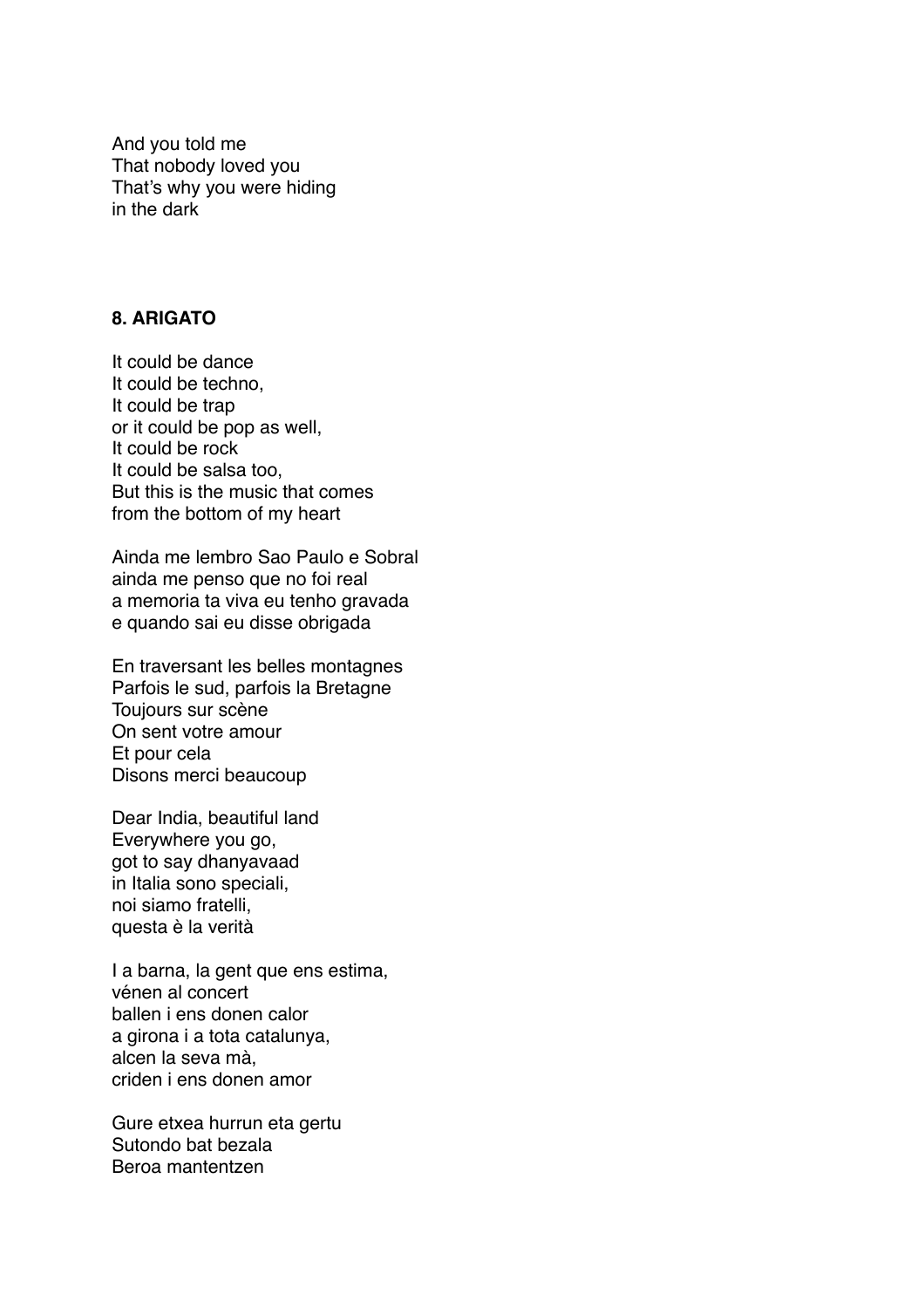And you told me
That nobody loved you
That's why you were hiding
in the dark

**8. ARIGATO**

It could be dance
It could be techno,
It could be trap
or it could be pop as well,
It could be rock
It could be salsa too,
But this is the music that comes
from the bottom of my heart

Ainda me lembro Sao Paulo e Sobral
ainda me penso que no foi real
a memoria ta viva eu tenho gravada
e quando sai eu disse obrigada

En traversant les belles montagnes
Parfois le sud, parfois la Bretagne
Toujours sur scène
On sent votre amour
Et pour cela
Disons merci beaucoup

Dear India, beautiful land
Everywhere you go,
got to say dhanyavaad
in Italia sono speciali,
noi siamo fratelli,
questa è la verità

I a barna, la gent que ens estima,
vénen al concert
ballen i ens donen calor
a girona i a tota catalunya,
alcen la seva mà,
criden i ens donen amor

Gure etxea hurrun eta gertu
Sutondo bat bezala
Beroa mantentzen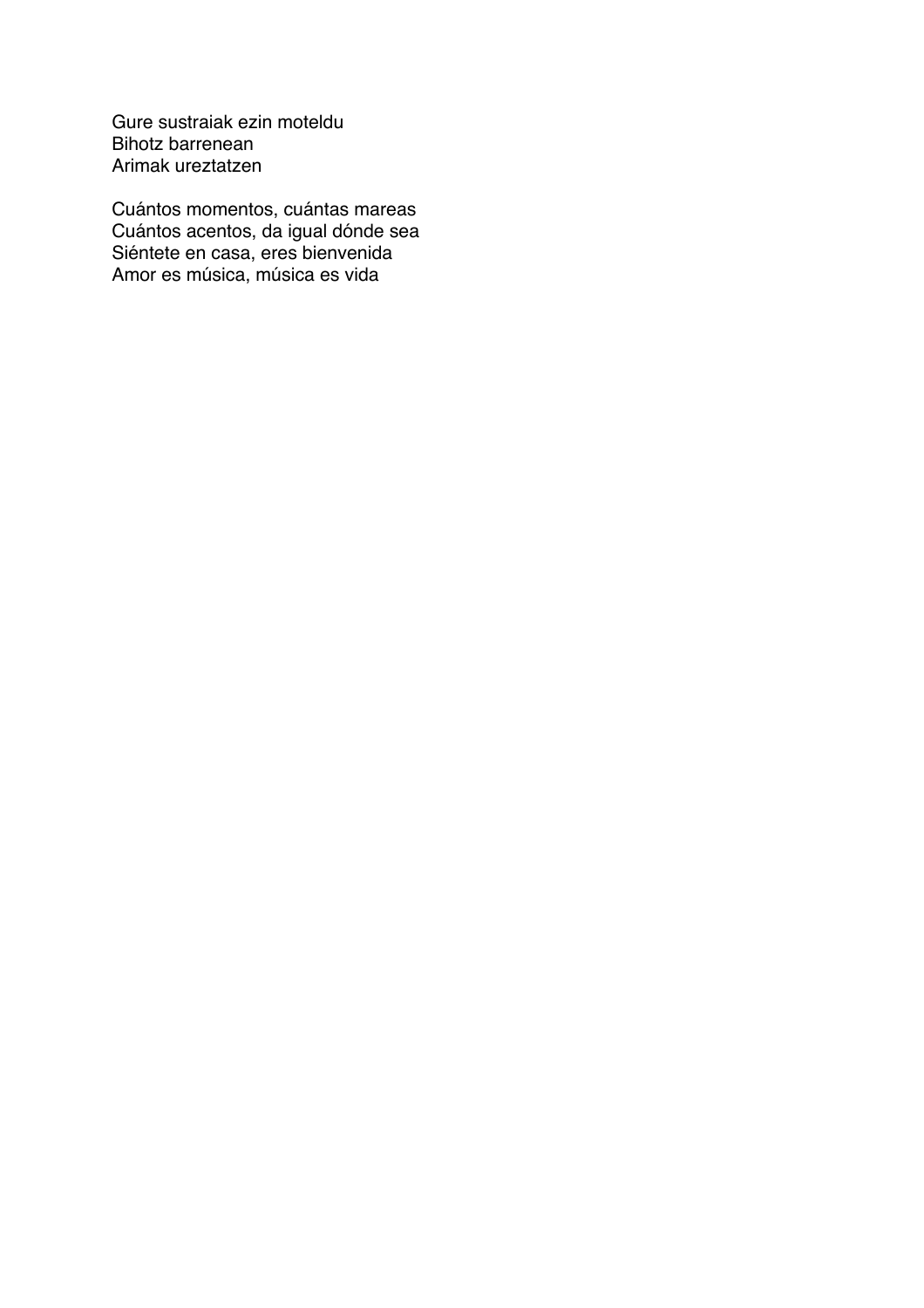Gure sustraiak ezin moteldu
Bihotz barrenean
Arimak ureztatzen

Cuántos momentos, cuántas mareas
Cuántos acentos, da igual dónde sea
Siéntete en casa, eres bienvenida
Amor es música, música es vida